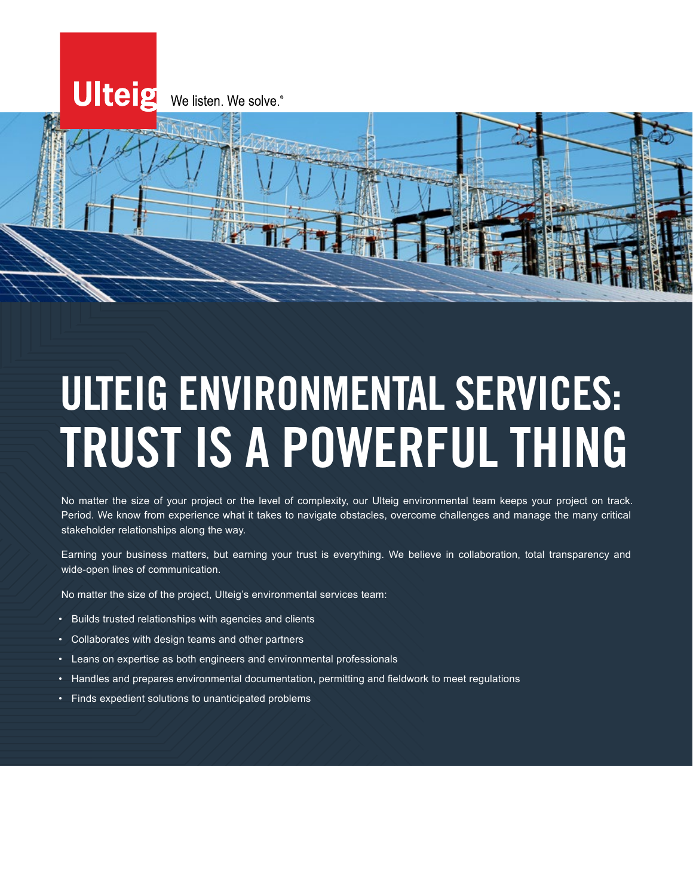Ulteig We listen. We solve.®

# ULTEIG ENVIRONMENTAL SERVICES: TRUST IS A POWERFUL THING

No matter the size of your project or the level of complexity, our Ulteig environmental team keeps your project on track. Period. We know from experience what it takes to navigate obstacles, overcome challenges and manage the many critical stakeholder relationships along the way.

Earning your business matters, but earning your trust is everything. We believe in collaboration, total transparency and wide-open lines of communication.

No matter the size of the project, Ulteig's environmental services team:

- Builds trusted relationships with agencies and clients
- Collaborates with design teams and other partners
- Leans on expertise as both engineers and environmental professionals
- Handles and prepares environmental documentation, permitting and fieldwork to meet regulations
- Finds expedient solutions to unanticipated problems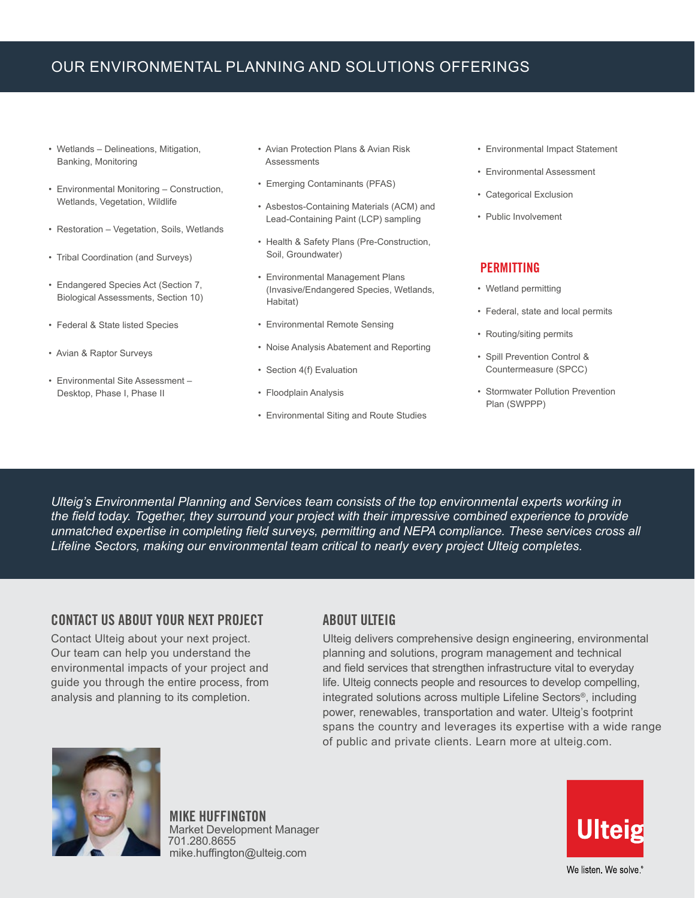# OUR ENVIRONMENTAL PLANNING AND SOLUTIONS OFFERINGS

- Wetlands – Delineations, Mitigation, Banking, Monitoring
- Environmental Monitoring – Construction, Wetlands, Vegetation, Wildlife
- Restoration – Vegetation, Soils, Wetlands
- Tribal Coordination (and Surveys)
- Endangered Species Act (Section 7, Biological Assessments, Section 10)
- Federal & State listed Species
- Avian & Raptor Surveys
- Environmental Site Assessment – Desktop, Phase I, Phase II
- Avian Protection Plans & Avian Risk Assessments
- Emerging Contaminants (PFAS)
- Asbestos-Containing Materials (ACM) and Lead-Containing Paint (LCP) sampling
- Health & Safety Plans (Pre-Construction, Soil, Groundwater)
- Environmental Management Plans (Invasive/Endangered Species, Wetlands, Habitat)
- Environmental Remote Sensing
- Noise Analysis Abatement and Reporting
- Section 4(f) Evaluation
- Floodplain Analysis
- Environmental Siting and Route Studies
- Environmental Impact Statement
- Environmental Assessment
- Categorical Exclusion
- Public Involvement

## PERMITTING

- Wetland permitting
- Federal, state and local permits
- Routing/siting permits
- Spill Prevention Control & Countermeasure (SPCC)
- Stormwater Pollution Prevention Plan (SWPPP)

*Ulteig's Environmental Planning and Services team consists of the top environmental experts working in the field today. Together, they surround your project with their impressive combined experience to provide unmatched expertise in completing field surveys, permitting and NEPA compliance. These services cross all Lifeline Sectors, making our environmental team critical to nearly every project Ulteig completes.*

## CONTACT US ABOUT YOUR NEXT PROJECT

Contact Ulteig about your next project. Our team can help you understand the environmental impacts of your project and guide you through the entire process, from analysis and planning to its completion.

**MIKE HUFFINGTON**
Market Development Manager
701.280.8655
mike.huffington@ulteig.com

## ABOUT ULTEIG

Ulteig delivers comprehensive design engineering, environmental planning and solutions, program management and technical and field services that strengthen infrastructure vital to everyday life. Ulteig connects people and resources to develop compelling, integrated solutions across multiple Lifeline Sectors®, including power, renewables, transportation and water. Ulteig's footprint spans the country and leverages its expertise with a wide range of public and private clients. Learn more at ulteig.com.

Ulteig

We listen. We solve.®